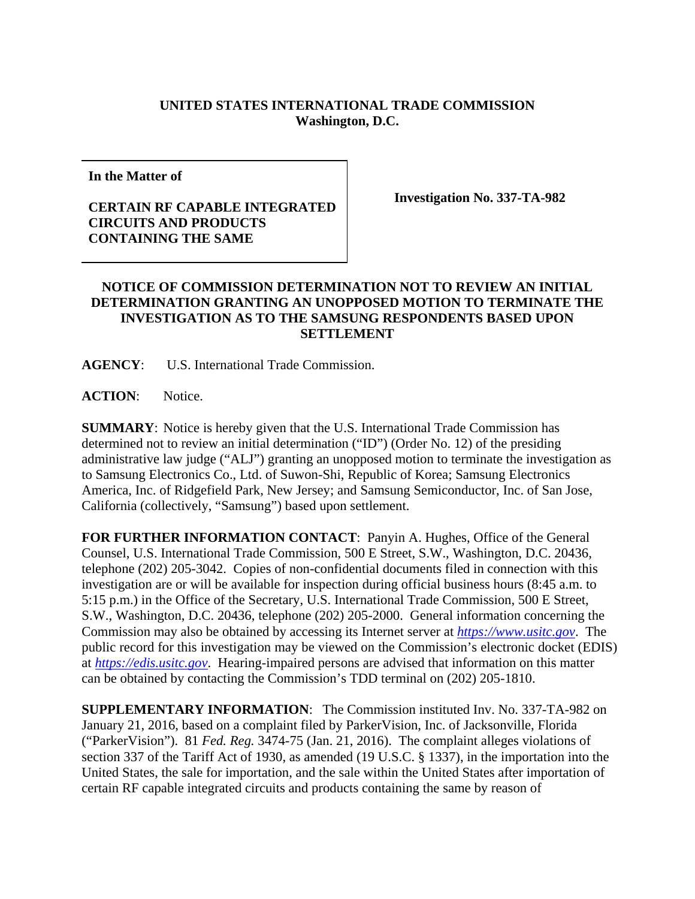**UNITED STATES INTERNATIONAL TRADE COMMISSION**
**Washington, D.C.**

| **In the Matter of** <br><br> **CERTAIN RF CAPABLE INTEGRATED CIRCUITS AND PRODUCTS CONTAINING THE SAME** | **Investigation No. 337-TA-982** |
|---|---|

## NOTICE OF COMMISSION DETERMINATION NOT TO REVIEW AN INITIAL DETERMINATION GRANTING AN UNOPPOSED MOTION TO TERMINATE THE INVESTIGATION AS TO THE SAMSUNG RESPONDENTS BASED UPON SETTLEMENT

**AGENCY**: U.S. International Trade Commission.

**ACTION**: Notice.

**SUMMARY**: Notice is hereby given that the U.S. International Trade Commission has determined not to review an initial determination ("ID") (Order No. 12) of the presiding administrative law judge ("ALJ") granting an unopposed motion to terminate the investigation as to Samsung Electronics Co., Ltd. of Suwon-Shi, Republic of Korea; Samsung Electronics America, Inc. of Ridgefield Park, New Jersey; and Samsung Semiconductor, Inc. of San Jose, California (collectively, "Samsung") based upon settlement.

**FOR FURTHER INFORMATION CONTACT**: Panyin A. Hughes, Office of the General Counsel, U.S. International Trade Commission, 500 E Street, S.W., Washington, D.C. 20436, telephone (202) 205-3042. Copies of non-confidential documents filed in connection with this investigation are or will be available for inspection during official business hours (8:45 a.m. to 5:15 p.m.) in the Office of the Secretary, U.S. International Trade Commission, 500 E Street, S.W., Washington, D.C. 20436, telephone (202) 205-2000. General information concerning the Commission may also be obtained by accessing its Internet server at *https://www.usitc.gov*. The public record for this investigation may be viewed on the Commission's electronic docket (EDIS) at *https://edis.usitc.gov*. Hearing-impaired persons are advised that information on this matter can be obtained by contacting the Commission's TDD terminal on (202) 205-1810.

**SUPPLEMENTARY INFORMATION**: The Commission instituted Inv. No. 337-TA-982 on January 21, 2016, based on a complaint filed by ParkerVision, Inc. of Jacksonville, Florida ("ParkerVision"). 81 *Fed. Reg.* 3474-75 (Jan. 21, 2016). The complaint alleges violations of section 337 of the Tariff Act of 1930, as amended (19 U.S.C. § 1337), in the importation into the United States, the sale for importation, and the sale within the United States after importation of certain RF capable integrated circuits and products containing the same by reason of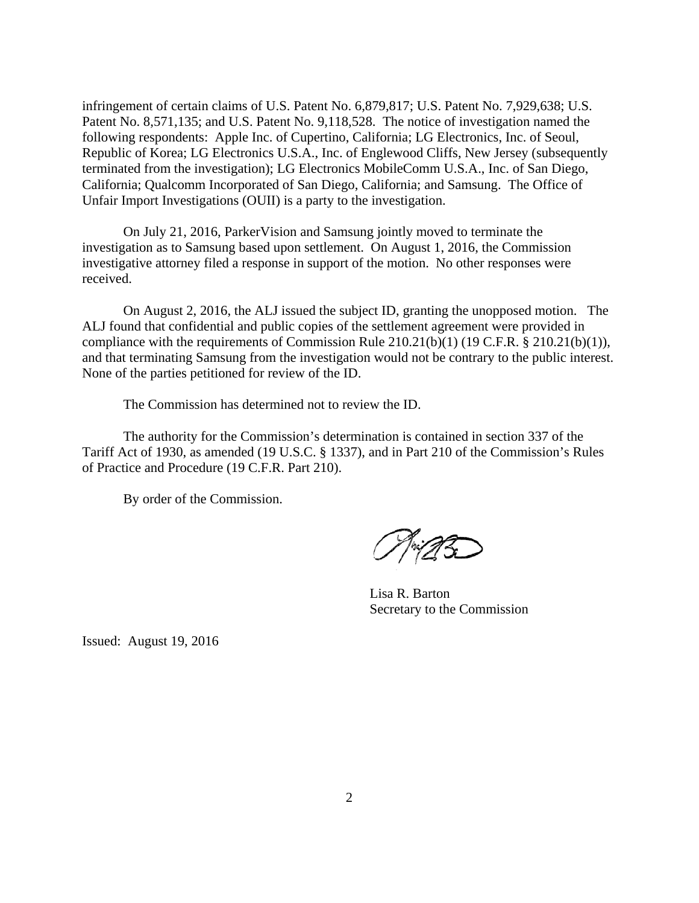infringement of certain claims of U.S. Patent No. 6,879,817; U.S. Patent No. 7,929,638; U.S. Patent No. 8,571,135; and U.S. Patent No. 9,118,528. The notice of investigation named the following respondents: Apple Inc. of Cupertino, California; LG Electronics, Inc. of Seoul, Republic of Korea; LG Electronics U.S.A., Inc. of Englewood Cliffs, New Jersey (subsequently terminated from the investigation); LG Electronics MobileComm U.S.A., Inc. of San Diego, California; Qualcomm Incorporated of San Diego, California; and Samsung. The Office of Unfair Import Investigations (OUII) is a party to the investigation.

On July 21, 2016, ParkerVision and Samsung jointly moved to terminate the investigation as to Samsung based upon settlement. On August 1, 2016, the Commission investigative attorney filed a response in support of the motion. No other responses were received.

On August 2, 2016, the ALJ issued the subject ID, granting the unopposed motion. The ALJ found that confidential and public copies of the settlement agreement were provided in compliance with the requirements of Commission Rule 210.21(b)(1) (19 C.F.R. § 210.21(b)(1)), and that terminating Samsung from the investigation would not be contrary to the public interest. None of the parties petitioned for review of the ID.

The Commission has determined not to review the ID.

The authority for the Commission's determination is contained in section 337 of the Tariff Act of 1930, as amended (19 U.S.C. § 1337), and in Part 210 of the Commission's Rules of Practice and Procedure (19 C.F.R. Part 210).

By order of the Commission.

Lisa R. Barton
Secretary to the Commission

Issued: August 19, 2016